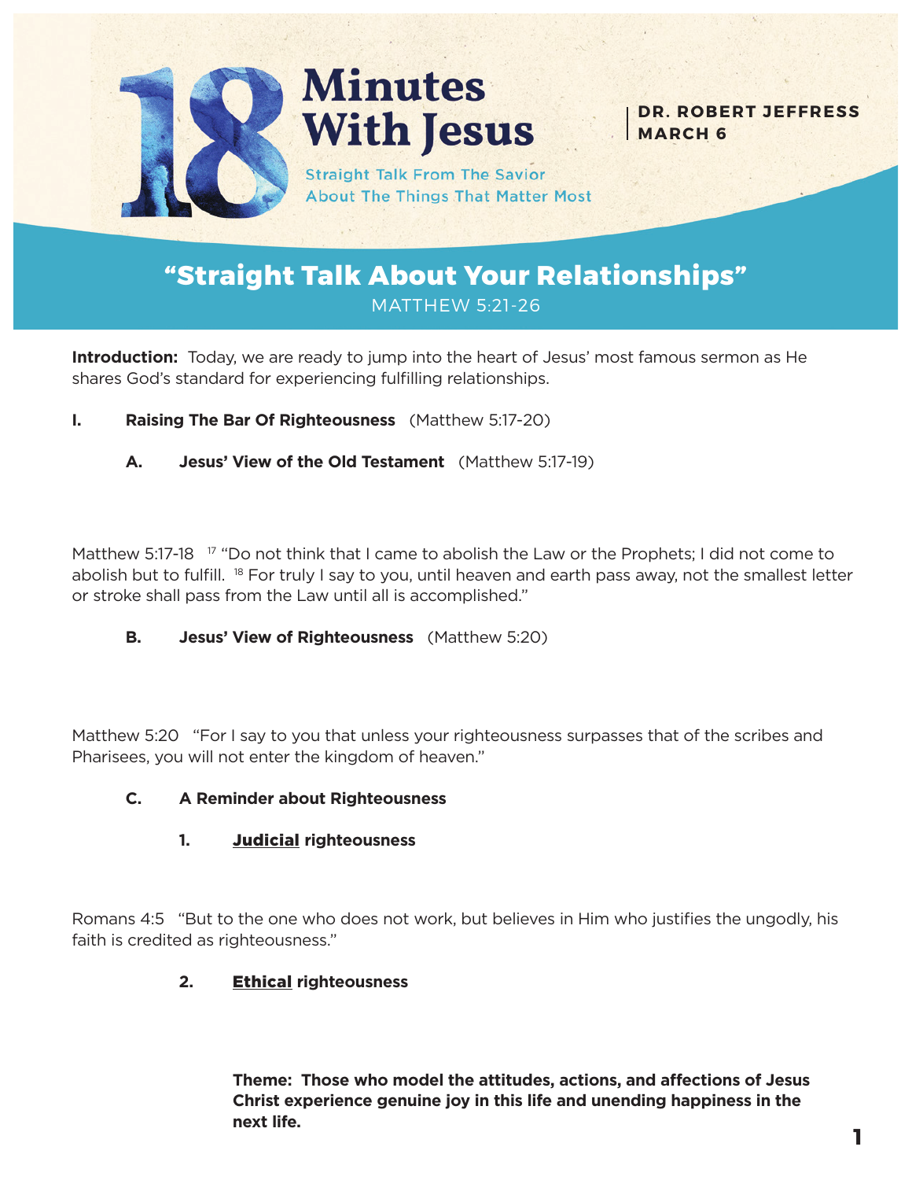# 18 Minutes With Jesus

Straight Talk From The Savior About The Things That Matter Most

**DR. ROBERT JEFFRESS**
**MARCH 6**

## "Straight Talk About Your Relationships"

MATTHEW 5:21-26

**Introduction:** Today, we are ready to jump into the heart of Jesus' most famous sermon as He shares God's standard for experiencing fulfilling relationships.

**I. Raising The Bar Of Righteousness** (Matthew 5:17-20)

**A. Jesus' View of the Old Testament** (Matthew 5:17-19)

Matthew 5:17-18 [17] "Do not think that I came to abolish the Law or the Prophets; I did not come to abolish but to fulfill. [18] For truly I say to you, until heaven and earth pass away, not the smallest letter or stroke shall pass from the Law until all is accomplished."

**B. Jesus' View of Righteousness** (Matthew 5:20)

Matthew 5:20 "For I say to you that unless your righteousness surpasses that of the scribes and Pharisees, you will not enter the kingdom of heaven."

**C. A Reminder about Righteousness**

**1. Judicial righteousness**

Romans 4:5 "But to the one who does not work, but believes in Him who justifies the ungodly, his faith is credited as righteousness."

**2. Ethical righteousness**

**Theme: Those who model the attitudes, actions, and affections of Jesus Christ experience genuine joy in this life and unending happiness in the next life.**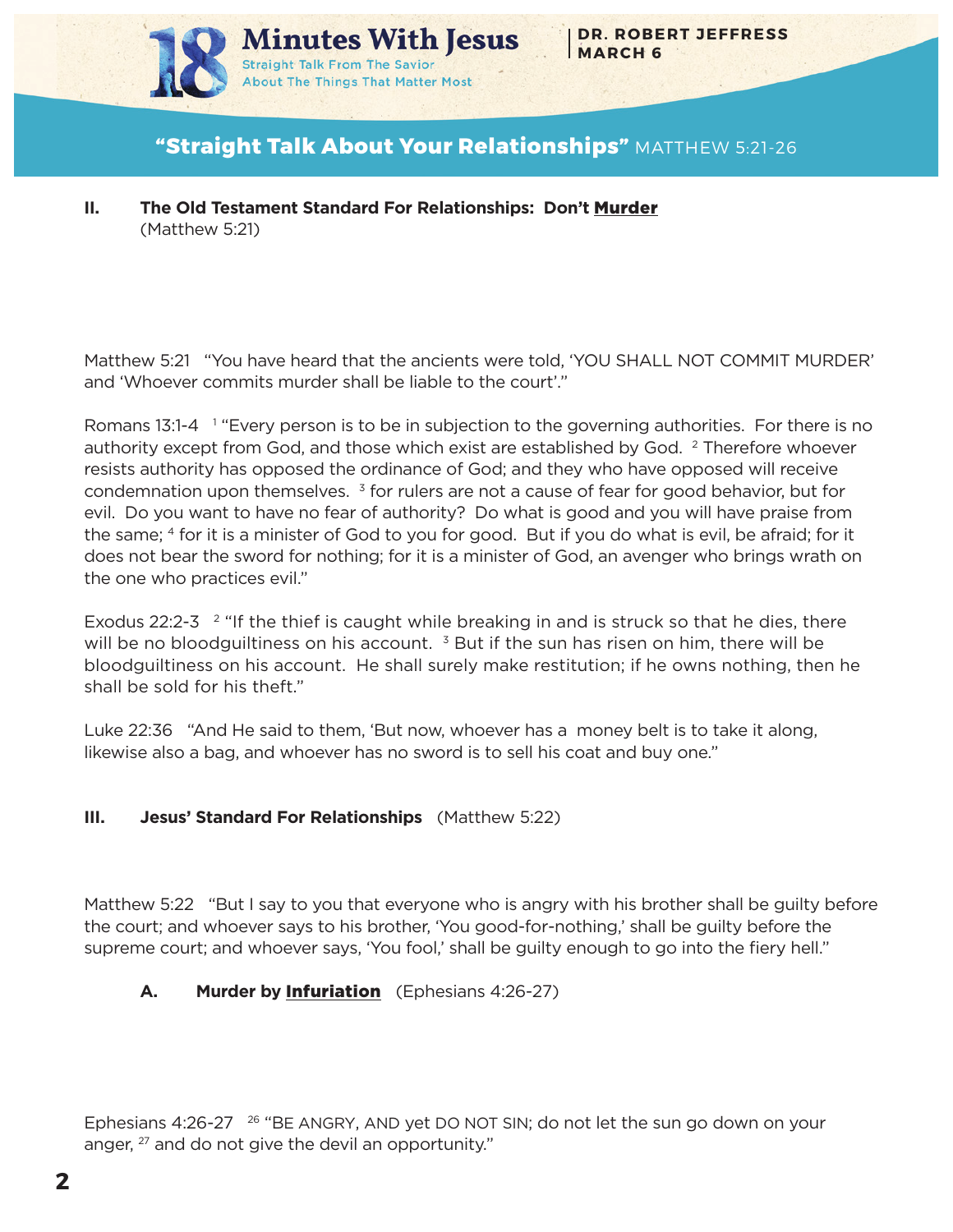## II. The Old Testament Standard For Relationships: Don't **Murder**
(Matthew 5:21)

Matthew 5:21 "You have heard that the ancients were told, 'YOU SHALL NOT COMMIT MURDER' and 'Whoever commits murder shall be liable to the court'."

Romans 13:1-4 [1] "Every person is to be in subjection to the governing authorities. For there is no authority except from God, and those which exist are established by God. [2] Therefore whoever resists authority has opposed the ordinance of God; and they who have opposed will receive condemnation upon themselves. [3] for rulers are not a cause of fear for good behavior, but for evil. Do you want to have no fear of authority? Do what is good and you will have praise from the same; [4] for it is a minister of God to you for good. But if you do what is evil, be afraid; for it does not bear the sword for nothing; for it is a minister of God, an avenger who brings wrath on the one who practices evil."

Exodus 22:2-3 [2] "If the thief is caught while breaking in and is struck so that he dies, there will be no bloodguiltiness on his account. [3] But if the sun has risen on him, there will be bloodguiltiness on his account. He shall surely make restitution; if he owns nothing, then he shall be sold for his theft."

Luke 22:36 "And He said to them, 'But now, whoever has a money belt is to take it along, likewise also a bag, and whoever has no sword is to sell his coat and buy one."

## III. Jesus' Standard For Relationships (Matthew 5:22)

Matthew 5:22 "But I say to you that everyone who is angry with his brother shall be guilty before the court; and whoever says to his brother, 'You good-for-nothing,' shall be guilty before the supreme court; and whoever says, 'You fool,' shall be guilty enough to go into the fiery hell."

### A. Murder by **Infuriation** (Ephesians 4:26-27)

Ephesians 4:26-27 [26] "BE ANGRY, AND yet DO NOT SIN; do not let the sun go down on your anger, [27] and do not give the devil an opportunity."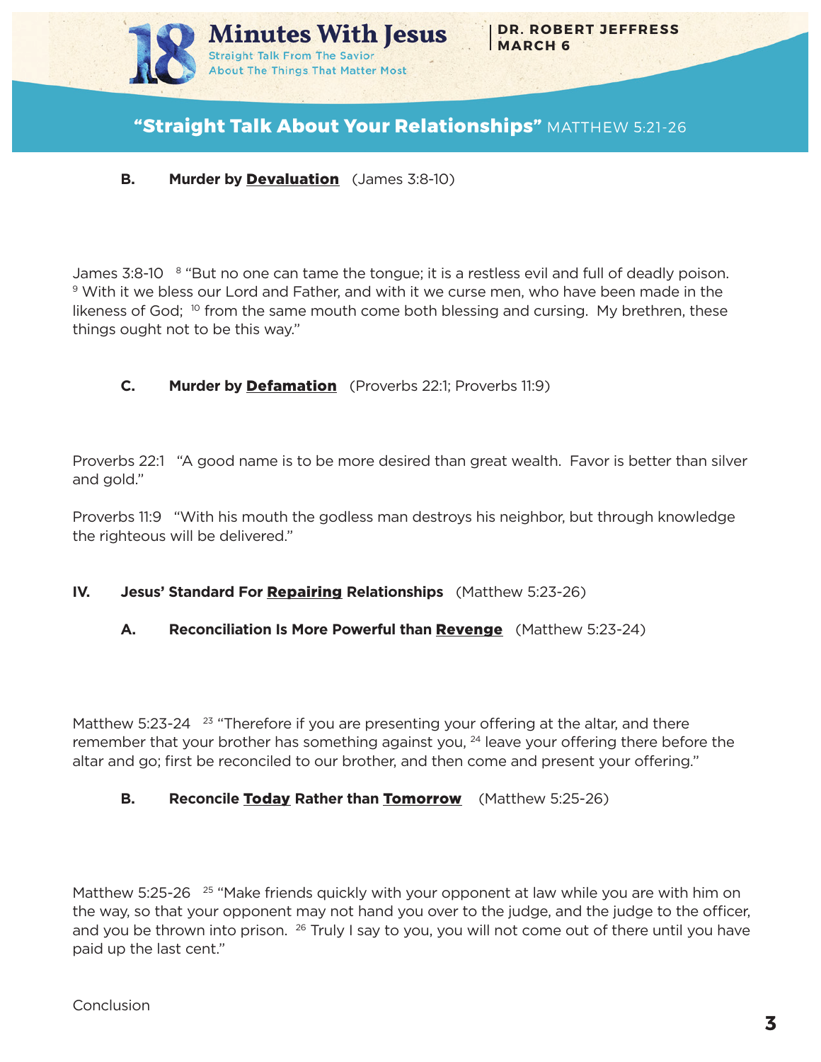**B. Murder by <u>Devaluation</u>** (James 3:8-10)

James 3:8-10 [8] "But no one can tame the tongue; it is a restless evil and full of deadly poison. [9] With it we bless our Lord and Father, and with it we curse men, who have been made in the likeness of God; [10] from the same mouth come both blessing and cursing. My brethren, these things ought not to be this way."

**C. Murder by <u>Defamation</u>** (Proverbs 22:1; Proverbs 11:9)

Proverbs 22:1 "A good name is to be more desired than great wealth. Favor is better than silver and gold."

Proverbs 11:9 "With his mouth the godless man destroys his neighbor, but through knowledge the righteous will be delivered."

**IV. Jesus' Standard For <u>Repairing</u> Relationships** (Matthew 5:23-26)

**A. Reconciliation Is More Powerful than <u>Revenge</u>** (Matthew 5:23-24)

Matthew 5:23-24 [23] "Therefore if you are presenting your offering at the altar, and there remember that your brother has something against you, [24] leave your offering there before the altar and go; first be reconciled to our brother, and then come and present your offering."

**B. Reconcile <u>Today</u> Rather than <u>Tomorrow</u>** (Matthew 5:25-26)

Matthew 5:25-26 [25] "Make friends quickly with your opponent at law while you are with him on the way, so that your opponent may not hand you over to the judge, and the judge to the officer, and you be thrown into prison. [26] Truly I say to you, you will not come out of there until you have paid up the last cent."

Conclusion